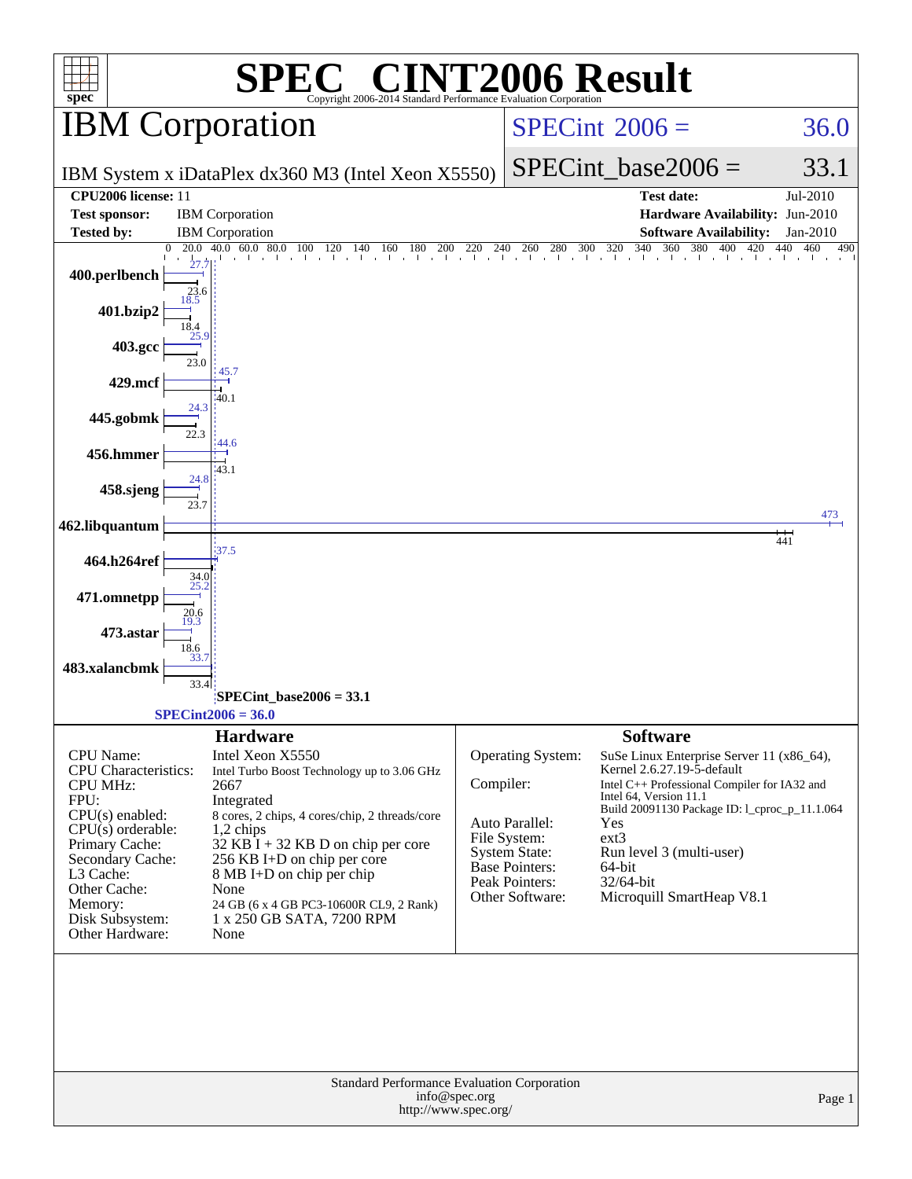# SPEC CINT2006 Result

Copyright 2006-2014 Standard Performance Evaluation Corporation

## IBM Corporation

IBM System x iDataPlex dx360 M3 (Intel Xeon X5550)

SPECint 2006 = 36.0

SPECint_base2006 = 33.1

| | | | |
|---|---|---|---|
| **CPU2006 license:** | 11 | **Test date:** | Jul-2010 |
| **Test sponsor:** | IBM Corporation | **Hardware Availability:** | Jun-2010 |
| **Tested by:** | IBM Corporation | **Software Availability:** | Jan-2010 |

| Benchmark | Peak | Base |
|---|---|---|
| 400.perlbench | 27.7 | 23.6 |
| 401.bzip2 | 18.5 | 18.4 |
| 403.gcc | 25.9 | 23.0 |
| 429.mcf | 45.7 | 40.1 |
| 445.gobmk | 24.3 | 22.3 |
| 456.hmmer | 44.6 | 43.1 |
| 458.sjeng | 24.8 | 23.7 |
| 462.libquantum | 473 | 441 |
| 464.h264ref | 37.5 | 34.0 |
| 471.omnetpp | 25.2 | 20.6 |
| 473.astar | 19.3 | 18.6 |
| 483.xalancbmk | 33.7 | 33.4 |

SPECint_base2006 = 33.1

SPECint2006 = 36.0

### Hardware

| | |
|---|---|
| CPU Name: | Intel Xeon X5550 |
| CPU Characteristics: | Intel Turbo Boost Technology up to 3.06 GHz |
| CPU MHz: | 2667 |
| FPU: | Integrated |
| CPU(s) enabled: | 8 cores, 2 chips, 4 cores/chip, 2 threads/core |
| CPU(s) orderable: | 1,2 chips |
| Primary Cache: | 32 KB I + 32 KB D on chip per core |
| Secondary Cache: | 256 KB I+D on chip per core |
| L3 Cache: | 8 MB I+D on chip per chip |
| Other Cache: | None |
| Memory: | 24 GB (6 x 4 GB PC3-10600R CL9, 2 Rank) |
| Disk Subsystem: | 1 x 250 GB SATA, 7200 RPM |
| Other Hardware: | None |

### Software

| | |
|---|---|
| Operating System: | SuSe Linux Enterprise Server 11 (x86_64), Kernel 2.6.27.19-5-default |
| Compiler: | Intel C++ Professional Compiler for IA32 and Intel 64, Version 11.1 Build 20091130 Package ID: l_cproc_p_11.1.064 |
| Auto Parallel: | Yes |
| File System: | ext3 |
| System State: | Run level 3 (multi-user) |
| Base Pointers: | 64-bit |
| Peak Pointers: | 32/64-bit |
| Other Software: | Microquill SmartHeap V8.1 |

Standard Performance Evaluation Corporation
info@spec.org
http://www.spec.org/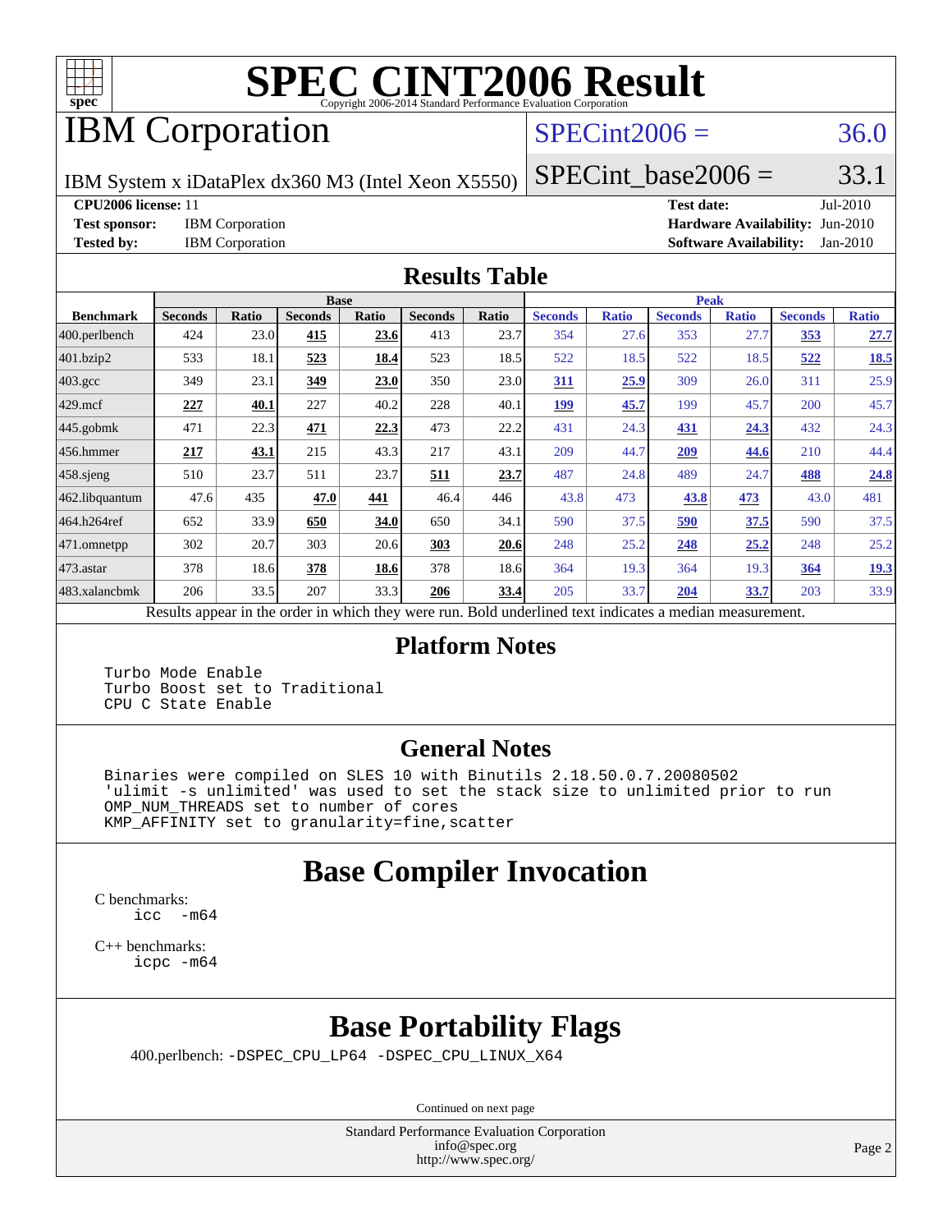# SPEC CINT2006 Result

Copyright 2006-2014 Standard Performance Evaluation Corporation

## IBM Corporation

IBM System x iDataPlex dx360 M3 (Intel Xeon X5550)

SPECint2006 = 36.0

SPECint_base2006 = 33.1

**CPU2006 license:** 11

**Test sponsor:** IBM Corporation

**Tested by:** IBM Corporation

**Test date:** Jul-2010

**Hardware Availability:** Jun-2010

**Software Availability:** Jan-2010

## Results Table

| Benchmark | Base | | | | | | Peak | | | | | |
|---|---|---|---|---|---|---|---|---|---|---|---|---|
| | Seconds | Ratio | Seconds | Ratio | Seconds | Ratio | Seconds | Ratio | Seconds | Ratio | Seconds | Ratio |
| 400.perlbench | 424 | 23.0 | **415** | **23.6** | 413 | 23.7 | 354 | 27.6 | 353 | 27.7 | **353** | **27.7** |
| 401.bzip2 | 533 | 18.1 | **523** | **18.4** | 523 | 18.5 | 522 | 18.5 | 522 | 18.5 | **522** | **18.5** |
| 403.gcc | 349 | 23.1 | **349** | **23.0** | 350 | 23.0 | **311** | **25.9** | 309 | 26.0 | 311 | 25.9 |
| 429.mcf | **227** | **40.1** | 227 | 40.2 | 228 | 40.1 | **199** | **45.7** | 199 | 45.7 | 200 | 45.7 |
| 445.gobmk | 471 | 22.3 | **471** | **22.3** | 473 | 22.2 | 431 | 24.3 | **431** | **24.3** | 432 | 24.3 |
| 456.hmmer | **217** | **43.1** | 215 | 43.3 | 217 | 43.1 | 209 | 44.7 | **209** | **44.6** | 210 | 44.4 |
| 458.sjeng | 510 | 23.7 | 511 | 23.7 | **511** | **23.7** | 487 | 24.8 | 489 | 24.7 | **488** | **24.8** |
| 462.libquantum | 47.6 | 435 | **47.0** | **441** | 46.4 | 446 | 43.8 | 473 | **43.8** | **473** | 43.0 | 481 |
| 464.h264ref | 652 | 33.9 | **650** | **34.0** | 650 | 34.1 | 590 | 37.5 | **590** | **37.5** | 590 | 37.5 |
| 471.omnetpp | 302 | 20.7 | 303 | 20.6 | **303** | **20.6** | 248 | 25.2 | **248** | **25.2** | 248 | 25.2 |
| 473.astar | 378 | 18.6 | **378** | **18.6** | 378 | 18.6 | 364 | 19.3 | 364 | 19.3 | **364** | **19.3** |
| 483.xalancbmk | 206 | 33.5 | 207 | 33.3 | **206** | **33.4** | 205 | 33.7 | **204** | **33.7** | 203 | 33.9 |

Results appear in the order in which they were run. Bold underlined text indicates a median measurement.

## Platform Notes

```
Turbo Mode Enable
Turbo Boost set to Traditional
CPU C State Enable
```

## General Notes

```
Binaries were compiled on SLES 10 with Binutils 2.18.50.0.7.20080502
'ulimit -s unlimited' was used to set the stack size to unlimited prior to run
OMP_NUM_THREADS set to number of cores
KMP_AFFINITY set to granularity=fine,scatter
```

## Base Compiler Invocation

C benchmarks:
```
icc  -m64
```

C++ benchmarks:
```
icpc -m64
```

## Base Portability Flags

400.perlbench: `-DSPEC_CPU_LP64 -DSPEC_CPU_LINUX_X64`

Continued on next page

Standard Performance Evaluation Corporation
info@spec.org
http://www.spec.org/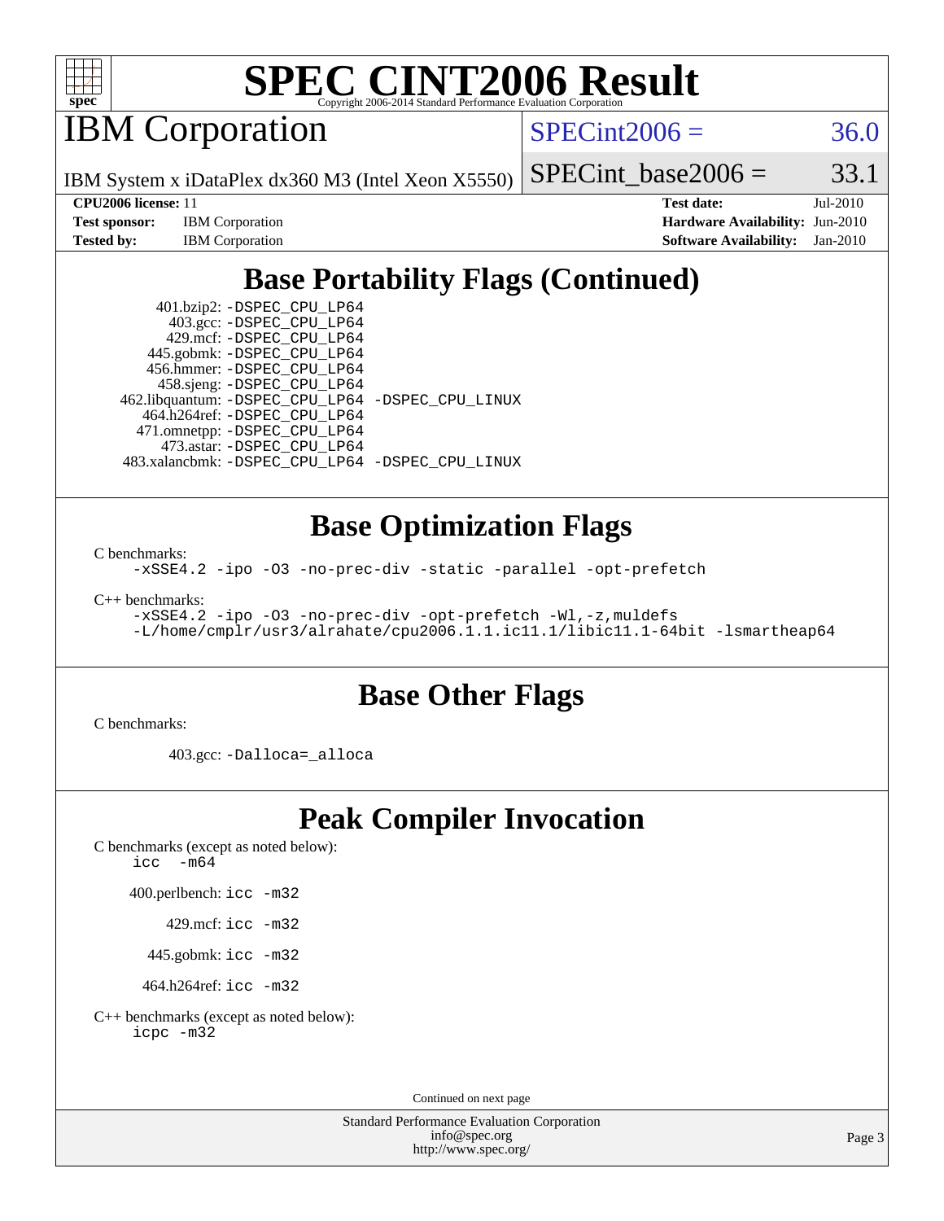# SPEC CINT2006 Result

Copyright 2006-2014 Standard Performance Evaluation Corporation

## IBM Corporation

IBM System x iDataPlex dx360 M3 (Intel Xeon X5550)

SPECint2006 = 36.0

SPECint_base2006 = 33.1

| | | | |
|---|---|---|---|
| **CPU2006 license:** 11 | | **Test date:** | Jul-2010 |
| **Test sponsor:** | IBM Corporation | **Hardware Availability:** | Jun-2010 |
| **Tested by:** | IBM Corporation | **Software Availability:** | Jan-2010 |

## Base Portability Flags (Continued)

401.bzip2: -DSPEC_CPU_LP64
403.gcc: -DSPEC_CPU_LP64
429.mcf: -DSPEC_CPU_LP64
445.gobmk: -DSPEC_CPU_LP64
456.hmmer: -DSPEC_CPU_LP64
458.sjeng: -DSPEC_CPU_LP64
462.libquantum: -DSPEC_CPU_LP64 -DSPEC_CPU_LINUX
464.h264ref: -DSPEC_CPU_LP64
471.omnetpp: -DSPEC_CPU_LP64
473.astar: -DSPEC_CPU_LP64
483.xalancbmk: -DSPEC_CPU_LP64 -DSPEC_CPU_LINUX

## Base Optimization Flags

C benchmarks:

```
-xSSE4.2 -ipo -O3 -no-prec-div -static -parallel -opt-prefetch
```

C++ benchmarks:

```
-xSSE4.2 -ipo -O3 -no-prec-div -opt-prefetch -Wl,-z,muldefs
-L/home/cmplr/usr3/alrahate/cpu2006.1.1.ic11.1/libic11.1-64bit -lsmartheap64
```

## Base Other Flags

C benchmarks:

403.gcc: -Dalloca=_alloca

## Peak Compiler Invocation

C benchmarks (except as noted below):
icc -m64

400.perlbench: icc -m32

429.mcf: icc -m32

445.gobmk: icc -m32

464.h264ref: icc -m32

C++ benchmarks (except as noted below):
icpc -m32

Continued on next page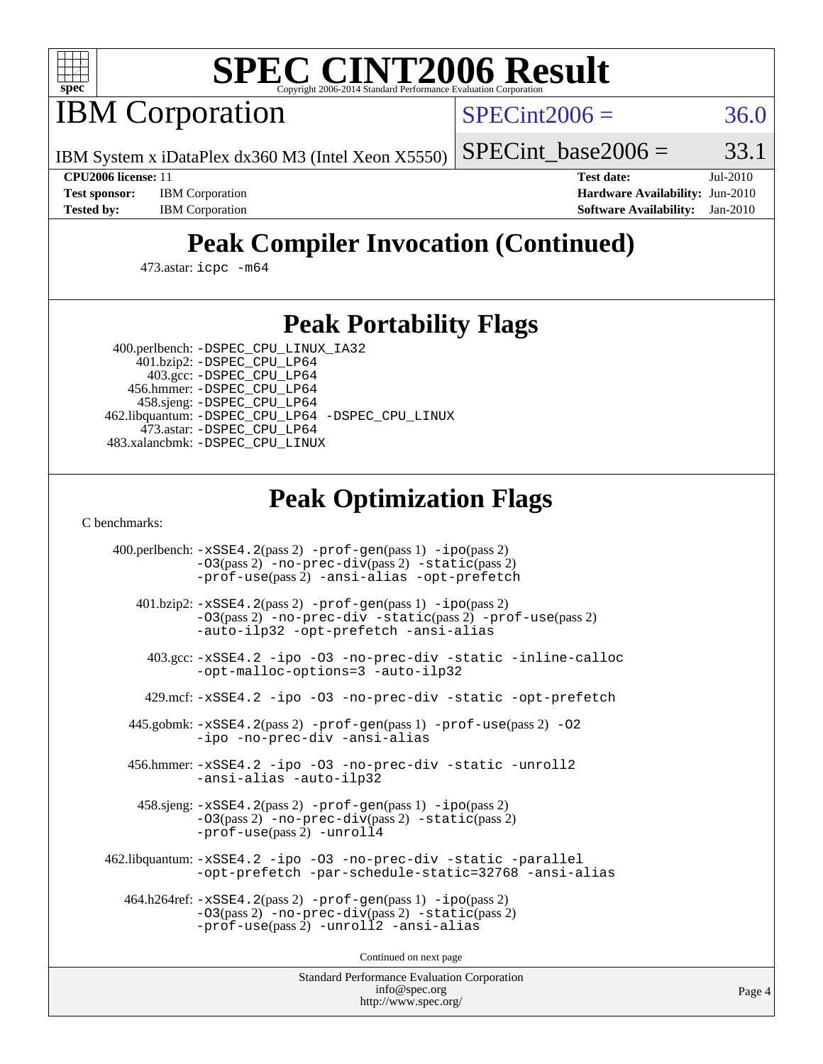# SPEC CINT2006 Result

Copyright 2006-2014 Standard Performance Evaluation Corporation

## IBM Corporation

IBM System x iDataPlex dx360 M3 (Intel Xeon X5550)

SPECint2006 = 36.0

SPECint_base2006 = 33.1

**CPU2006 license:** 11
**Test sponsor:** IBM Corporation
**Tested by:** IBM Corporation

**Test date:** Jul-2010
**Hardware Availability:** Jun-2010
**Software Availability:** Jan-2010

## Peak Compiler Invocation (Continued)

473.astar: `icpc -m64`

## Peak Portability Flags

400.perlbench: `-DSPEC_CPU_LINUX_IA32`
401.bzip2: `-DSPEC_CPU_LP64`
403.gcc: `-DSPEC_CPU_LP64`
456.hmmer: `-DSPEC_CPU_LP64`
458.sjeng: `-DSPEC_CPU_LP64`
462.libquantum: `-DSPEC_CPU_LP64 -DSPEC_CPU_LINUX`
473.astar: `-DSPEC_CPU_LP64`
483.xalancbmk: `-DSPEC_CPU_LINUX`

## Peak Optimization Flags

C benchmarks:

400.perlbench: `-xSSE4.2`(pass 2) `-prof-gen`(pass 1) `-ipo`(pass 2) `-O3`(pass 2) `-no-prec-div`(pass 2) `-static`(pass 2) `-prof-use`(pass 2) `-ansi-alias -opt-prefetch`

401.bzip2: `-xSSE4.2`(pass 2) `-prof-gen`(pass 1) `-ipo`(pass 2) `-O3`(pass 2) `-no-prec-div -static`(pass 2) `-prof-use`(pass 2) `-auto-ilp32 -opt-prefetch -ansi-alias`

403.gcc: `-xSSE4.2 -ipo -O3 -no-prec-div -static -inline-calloc -opt-malloc-options=3 -auto-ilp32`

429.mcf: `-xSSE4.2 -ipo -O3 -no-prec-div -static -opt-prefetch`

445.gobmk: `-xSSE4.2`(pass 2) `-prof-gen`(pass 1) `-prof-use`(pass 2) `-O2 -ipo -no-prec-div -ansi-alias`

456.hmmer: `-xSSE4.2 -ipo -O3 -no-prec-div -static -unroll2 -ansi-alias -auto-ilp32`

458.sjeng: `-xSSE4.2`(pass 2) `-prof-gen`(pass 1) `-ipo`(pass 2) `-O3`(pass 2) `-no-prec-div`(pass 2) `-static`(pass 2) `-prof-use`(pass 2) `-unroll4`

462.libquantum: `-xSSE4.2 -ipo -O3 -no-prec-div -static -parallel -opt-prefetch -par-schedule-static=32768 -ansi-alias`

464.h264ref: `-xSSE4.2`(pass 2) `-prof-gen`(pass 1) `-ipo`(pass 2) `-O3`(pass 2) `-no-prec-div`(pass 2) `-static`(pass 2) `-prof-use`(pass 2) `-unroll2 -ansi-alias`

Continued on next page

Standard Performance Evaluation Corporation
info@spec.org
http://www.spec.org/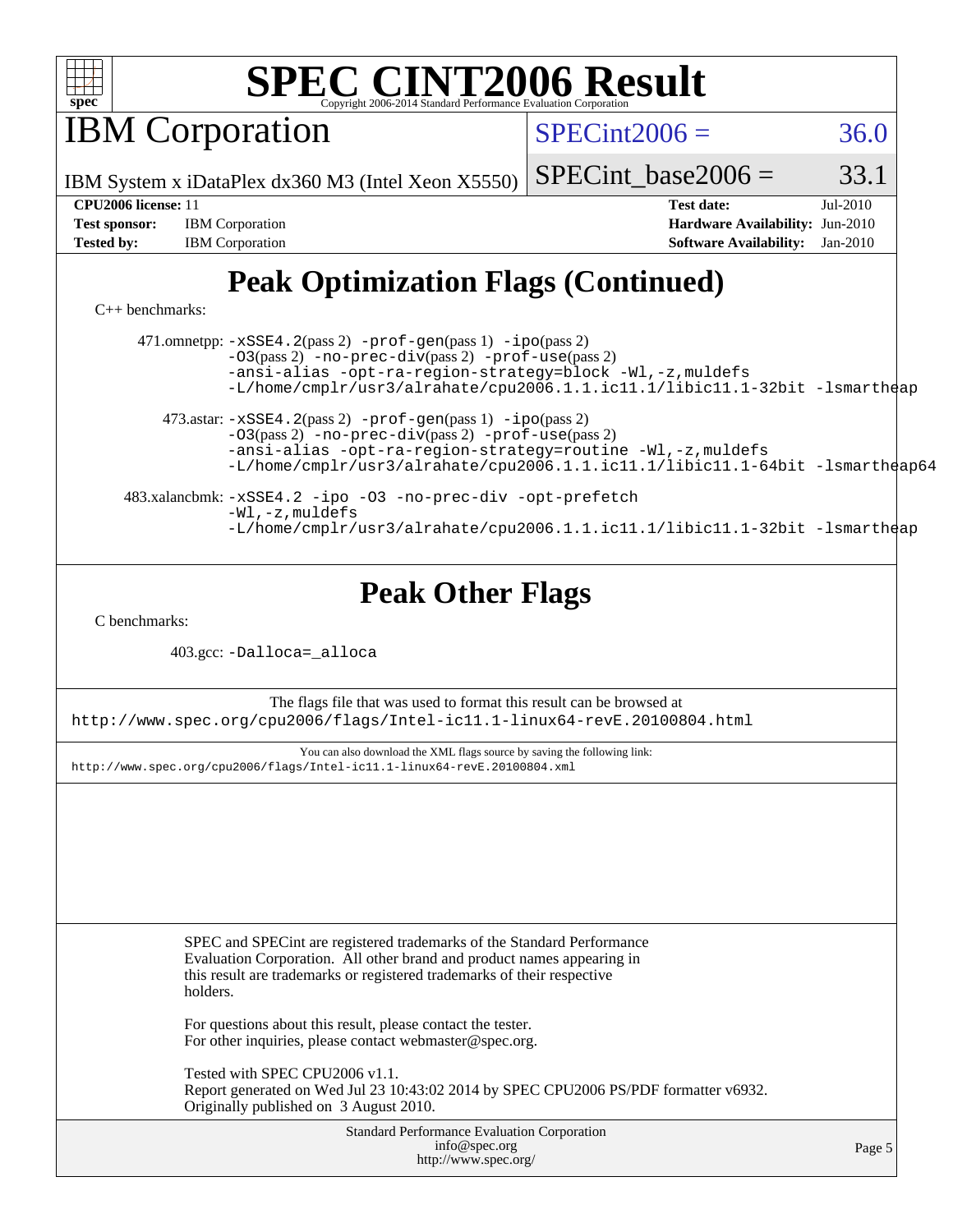# SPEC CINT2006 Result

Copyright 2006-2014 Standard Performance Evaluation Corporation

## IBM Corporation

IBM System x iDataPlex dx360 M3 (Intel Xeon X5550)

SPECint2006 = 36.0

SPECint_base2006 = 33.1

**CPU2006 license:** 11
**Test sponsor:** IBM Corporation
**Tested by:** IBM Corporation

**Test date:** Jul-2010
**Hardware Availability:** Jun-2010
**Software Availability:** Jan-2010

# Peak Optimization Flags (Continued)

C++ benchmarks:

471.omnetpp: `-xSSE4.2`(pass 2) `-prof-gen`(pass 1) `-ipo`(pass 2) `-O3`(pass 2) `-no-prec-div`(pass 2) `-prof-use`(pass 2) `-ansi-alias -opt-ra-region-strategy=block -Wl,-z,muldefs -L/home/cmplr/usr3/alrahate/cpu2006.1.1.ic11.1/libic11.1-32bit -lsmartheap`

473.astar: `-xSSE4.2`(pass 2) `-prof-gen`(pass 1) `-ipo`(pass 2) `-O3`(pass 2) `-no-prec-div`(pass 2) `-prof-use`(pass 2) `-ansi-alias -opt-ra-region-strategy=routine -Wl,-z,muldefs -L/home/cmplr/usr3/alrahate/cpu2006.1.1.ic11.1/libic11.1-64bit -lsmartheap64`

483.xalancbmk: `-xSSE4.2 -ipo -O3 -no-prec-div -opt-prefetch -Wl,-z,muldefs -L/home/cmplr/usr3/alrahate/cpu2006.1.1.ic11.1/libic11.1-32bit -lsmartheap`

# Peak Other Flags

C benchmarks:

403.gcc: `-Dalloca=_alloca`

The flags file that was used to format this result can be browsed at
http://www.spec.org/cpu2006/flags/Intel-ic11.1-linux64-revE.20100804.html

You can also download the XML flags source by saving the following link:
http://www.spec.org/cpu2006/flags/Intel-ic11.1-linux64-revE.20100804.xml

SPEC and SPECint are registered trademarks of the Standard Performance Evaluation Corporation. All other brand and product names appearing in this result are trademarks or registered trademarks of their respective holders.

For questions about this result, please contact the tester.
For other inquiries, please contact webmaster@spec.org.

Tested with SPEC CPU2006 v1.1.
Report generated on Wed Jul 23 10:43:02 2014 by SPEC CPU2006 PS/PDF formatter v6932.
Originally published on 3 August 2010.

Standard Performance Evaluation Corporation
info@spec.org
http://www.spec.org/